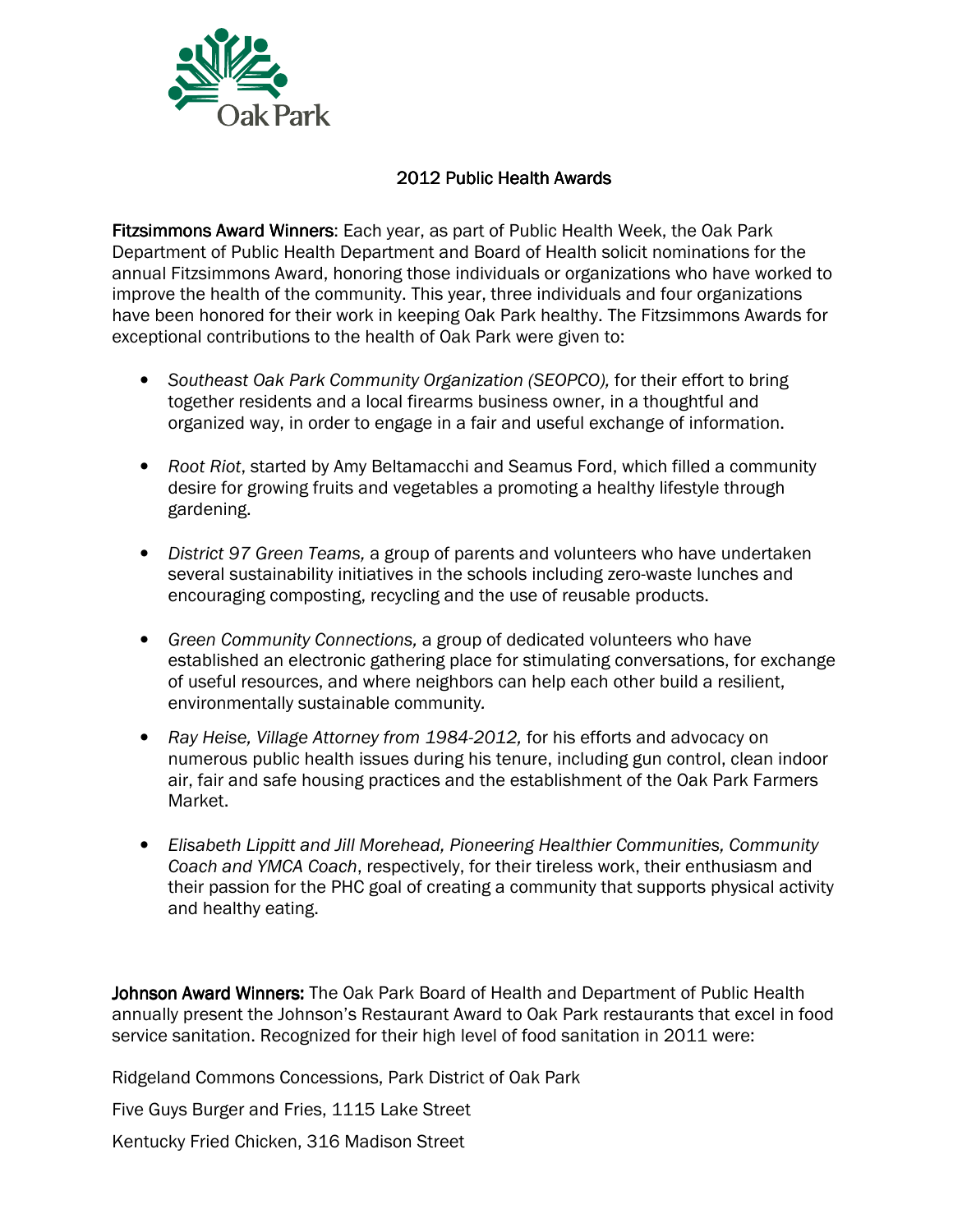Oak Park

# 2012 Public Health Awards

**Fitzsimmons Award Winners**: Each year, as part of Public Health Week, the Oak Park Department of Public Health Department and Board of Health solicit nominations for the annual Fitzsimmons Award, honoring those individuals or organizations who have worked to improve the health of the community. This year, three individuals and four organizations have been honored for their work in keeping Oak Park healthy. The Fitzsimmons Awards for exceptional contributions to the health of Oak Park were given to:

- *Southeast Oak Park Community Organization (SEOPCO),* for their effort to bring together residents and a local firearms business owner, in a thoughtful and organized way, in order to engage in a fair and useful exchange of information.
- *Root Riot*, started by Amy Beltamacchi and Seamus Ford, which filled a community desire for growing fruits and vegetables a promoting a healthy lifestyle through gardening.
- *District 97 Green Teams,* a group of parents and volunteers who have undertaken several sustainability initiatives in the schools including zero-waste lunches and encouraging composting, recycling and the use of reusable products.
- *Green Community Connections,* a group of dedicated volunteers who have established an electronic gathering place for stimulating conversations, for exchange of useful resources, and where neighbors can help each other build a resilient, environmentally sustainable community.
- *Ray Heise, Village Attorney from 1984-2012,* for his efforts and advocacy on numerous public health issues during his tenure, including gun control, clean indoor air, fair and safe housing practices and the establishment of the Oak Park Farmers Market.
- *Elisabeth Lippitt and Jill Morehead, Pioneering Healthier Communities, Community Coach and YMCA Coach*, respectively, for their tireless work, their enthusiasm and their passion for the PHC goal of creating a community that supports physical activity and healthy eating.

**Johnson Award Winners:** The Oak Park Board of Health and Department of Public Health annually present the Johnson's Restaurant Award to Oak Park restaurants that excel in food service sanitation. Recognized for their high level of food sanitation in 2011 were:

Ridgeland Commons Concessions, Park District of Oak Park

Five Guys Burger and Fries, 1115 Lake Street

Kentucky Fried Chicken, 316 Madison Street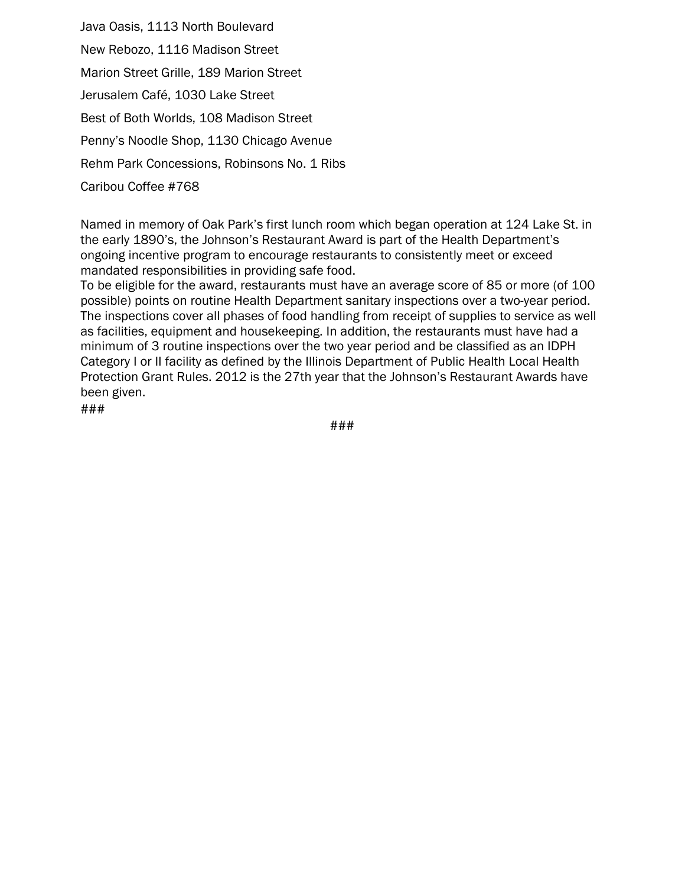Java Oasis, 1113 North Boulevard

New Rebozo, 1116 Madison Street

Marion Street Grille, 189 Marion Street

Jerusalem Café, 1030 Lake Street

Best of Both Worlds, 108 Madison Street

Penny's Noodle Shop, 1130 Chicago Avenue

Rehm Park Concessions, Robinsons No. 1 Ribs

Caribou Coffee #768

Named in memory of Oak Park's first lunch room which began operation at 124 Lake St. in the early 1890's, the Johnson's Restaurant Award is part of the Health Department's ongoing incentive program to encourage restaurants to consistently meet or exceed mandated responsibilities in providing safe food.
To be eligible for the award, restaurants must have an average score of 85 or more (of 100 possible) points on routine Health Department sanitary inspections over a two-year period. The inspections cover all phases of food handling from receipt of supplies to service as well as facilities, equipment and housekeeping. In addition, the restaurants must have had a minimum of 3 routine inspections over the two year period and be classified as an IDPH Category I or II facility as defined by the Illinois Department of Public Health Local Health Protection Grant Rules. 2012 is the 27th year that the Johnson's Restaurant Awards have been given.
###

###